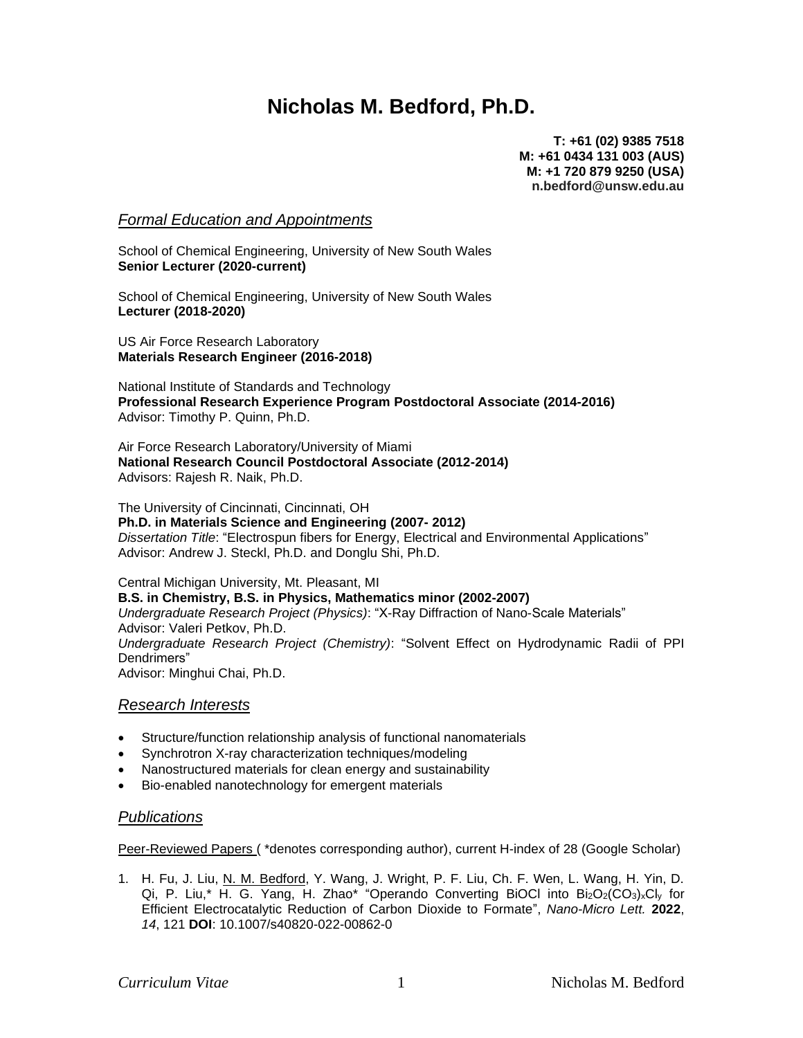# Nicholas M. Bedford, Ph.D.

**T: +61 (02) 9385 7518**
**M: +61 0434 131 003 (AUS)**
**M: +1 720 879 9250 (USA)**
**n.bedford@unsw.edu.au**

## *Formal Education and Appointments*

School of Chemical Engineering, University of New South Wales
**Senior Lecturer (2020-current)**

School of Chemical Engineering, University of New South Wales
**Lecturer (2018-2020)**

US Air Force Research Laboratory
**Materials Research Engineer (2016-2018)**

National Institute of Standards and Technology
**Professional Research Experience Program Postdoctoral Associate (2014-2016)**
Advisor: Timothy P. Quinn, Ph.D.

Air Force Research Laboratory/University of Miami
**National Research Council Postdoctoral Associate (2012-2014)**
Advisors: Rajesh R. Naik, Ph.D.

The University of Cincinnati, Cincinnati, OH
**Ph.D. in Materials Science and Engineering (2007- 2012)**
*Dissertation Title*: "Electrospun fibers for Energy, Electrical and Environmental Applications"
Advisor: Andrew J. Steckl, Ph.D. and Donglu Shi, Ph.D.

Central Michigan University, Mt. Pleasant, MI
**B.S. in Chemistry, B.S. in Physics, Mathematics minor (2002-2007)**
*Undergraduate Research Project (Physics)*: "X-Ray Diffraction of Nano-Scale Materials"
Advisor: Valeri Petkov, Ph.D.
*Undergraduate Research Project (Chemistry)*: "Solvent Effect on Hydrodynamic Radii of PPI Dendrimers"
Advisor: Minghui Chai, Ph.D.

## *Research Interests*

- Structure/function relationship analysis of functional nanomaterials
- Synchrotron X-ray characterization techniques/modeling
- Nanostructured materials for clean energy and sustainability
- Bio-enabled nanotechnology for emergent materials

## *Publications*

Peer-Reviewed Papers ( *denotes corresponding author), current H-index of 28 (Google Scholar)

1. H. Fu, J. Liu, N. M. Bedford, Y. Wang, J. Wright, P. F. Liu, Ch. F. Wen, L. Wang, H. Yin, D. Qi, P. Liu,* H. G. Yang, H. Zhao* "Operando Converting BiOCl into $Bi_2O_2(CO_3)_xCl_y$ for Efficient Electrocatalytic Reduction of Carbon Dioxide to Formate", *Nano-Micro Lett.* **2022**, *14*, 121 **DOI**: 10.1007/s40820-022-00862-0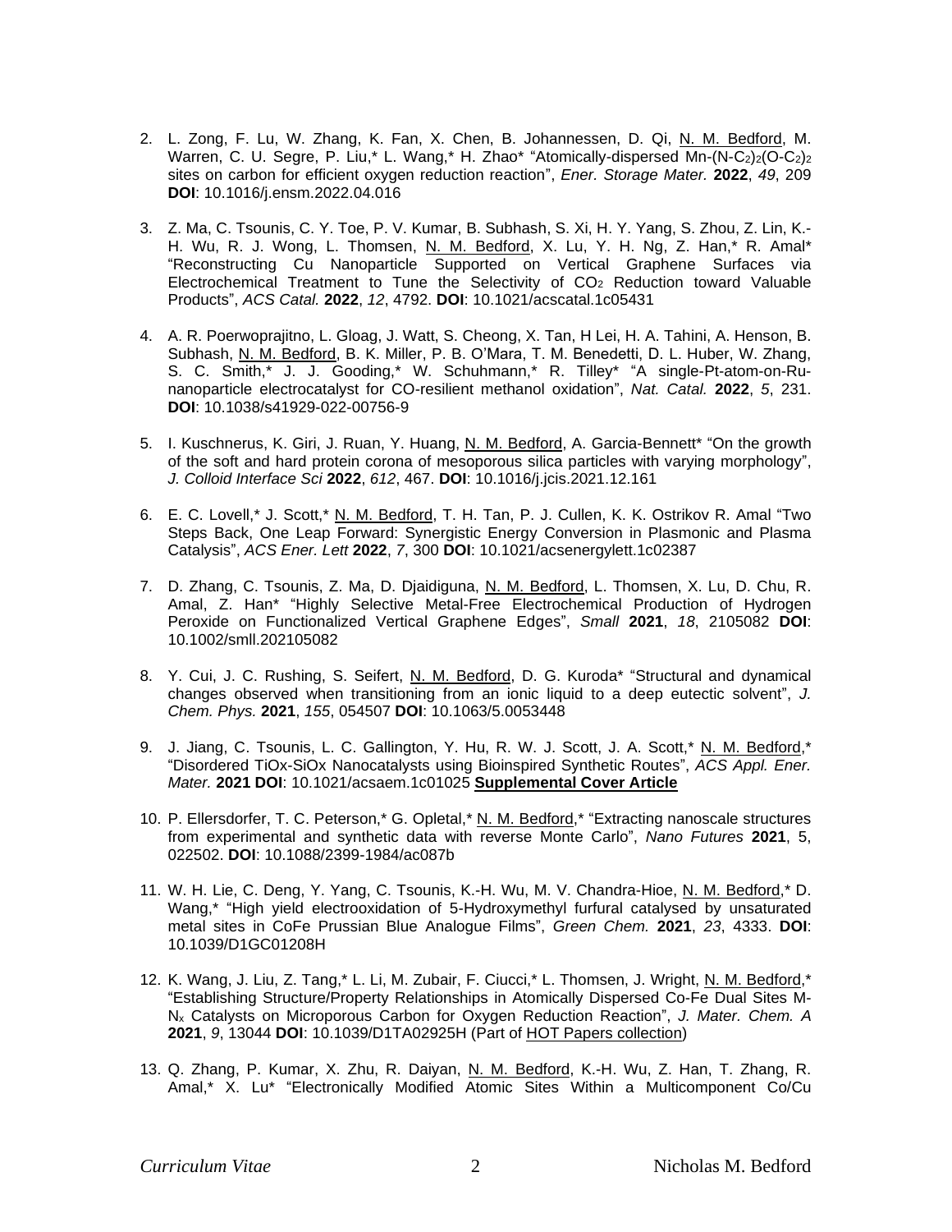2. L. Zong, F. Lu, W. Zhang, K. Fan, X. Chen, B. Johannessen, D. Qi, N. M. Bedford, M. Warren, C. U. Segre, P. Liu,* L. Wang,* H. Zhao* "Atomically-dispersed Mn-$(N-C_2)_2(O-C_2)_2$ sites on carbon for efficient oxygen reduction reaction", *Ener. Storage Mater.* **2022**, *49*, 209 **DOI**: 10.1016/j.ensm.2022.04.016

3. Z. Ma, C. Tsounis, C. Y. Toe, P. V. Kumar, B. Subhash, S. Xi, H. Y. Yang, S. Zhou, Z. Lin, K.-H. Wu, R. J. Wong, L. Thomsen, N. M. Bedford, X. Lu, Y. H. Ng, Z. Han,* R. Amal* "Reconstructing Cu Nanoparticle Supported on Vertical Graphene Surfaces via Electrochemical Treatment to Tune the Selectivity of $CO_2$ Reduction toward Valuable Products", *ACS Catal.* **2022**, *12*, 4792. **DOI**: 10.1021/acscatal.1c05431

4. A. R. Poerwoprajitno, L. Gloag, J. Watt, S. Cheong, X. Tan, H Lei, H. A. Tahini, A. Henson, B. Subhash, N. M. Bedford, B. K. Miller, P. B. O'Mara, T. M. Benedetti, D. L. Huber, W. Zhang, S. C. Smith,* J. J. Gooding,* W. Schuhmann,* R. Tilley* "A single-Pt-atom-on-Ru-nanoparticle electrocatalyst for CO-resilient methanol oxidation", *Nat. Catal.* **2022**, *5*, 231. **DOI**: 10.1038/s41929-022-00756-9

5. I. Kuschnerus, K. Giri, J. Ruan, Y. Huang, N. M. Bedford, A. Garcia-Bennett* "On the growth of the soft and hard protein corona of mesoporous silica particles with varying morphology", *J. Colloid Interface Sci* **2022**, *612*, 467. **DOI**: 10.1016/j.jcis.2021.12.161

6. E. C. Lovell,* J. Scott,* N. M. Bedford, T. H. Tan, P. J. Cullen, K. K. Ostrikov R. Amal "Two Steps Back, One Leap Forward: Synergistic Energy Conversion in Plasmonic and Plasma Catalysis", *ACS Ener. Lett* **2022**, *7*, 300 **DOI**: 10.1021/acsenergylett.1c02387

7. D. Zhang, C. Tsounis, Z. Ma, D. Djaidiguna, N. M. Bedford, L. Thomsen, X. Lu, D. Chu, R. Amal, Z. Han* "Highly Selective Metal-Free Electrochemical Production of Hydrogen Peroxide on Functionalized Vertical Graphene Edges", *Small* **2021**, *18*, 2105082 **DOI**: 10.1002/smll.202105082

8. Y. Cui, J. C. Rushing, S. Seifert, N. M. Bedford, D. G. Kuroda* "Structural and dynamical changes observed when transitioning from an ionic liquid to a deep eutectic solvent", *J. Chem. Phys.* **2021**, *155*, 054507 **DOI**: 10.1063/5.0053448

9. J. Jiang, C. Tsounis, L. C. Gallington, Y. Hu, R. W. J. Scott, J. A. Scott,* N. M. Bedford,* "Disordered TiOx-SiOx Nanocatalysts using Bioinspired Synthetic Routes", *ACS Appl. Ener. Mater.* **2021 DOI**: 10.1021/acsaem.1c01025 **Supplemental Cover Article**

10. P. Ellersdorfer, T. C. Peterson,* G. Opletal,* N. M. Bedford,* "Extracting nanoscale structures from experimental and synthetic data with reverse Monte Carlo", *Nano Futures* **2021**, 5, 022502. **DOI**: 10.1088/2399-1984/ac087b

11. W. H. Lie, C. Deng, Y. Yang, C. Tsounis, K.-H. Wu, M. V. Chandra-Hioe, N. M. Bedford,* D. Wang,* "High yield electrooxidation of 5-Hydroxymethyl furfural catalysed by unsaturated metal sites in CoFe Prussian Blue Analogue Films", *Green Chem.* **2021**, *23*, 4333. **DOI**: 10.1039/D1GC01208H

12. K. Wang, J. Liu, Z. Tang,* L. Li, M. Zubair, F. Ciucci,* L. Thomsen, J. Wright, N. M. Bedford,* "Establishing Structure/Property Relationships in Atomically Dispersed Co-Fe Dual Sites M-$N_x$ Catalysts on Microporous Carbon for Oxygen Reduction Reaction", *J. Mater. Chem. A* **2021**, *9*, 13044 **DOI**: 10.1039/D1TA02925H (Part of HOT Papers collection)

13. Q. Zhang, P. Kumar, X. Zhu, R. Daiyan, N. M. Bedford, K.-H. Wu, Z. Han, T. Zhang, R. Amal,* X. Lu* "Electronically Modified Atomic Sites Within a Multicomponent Co/Cu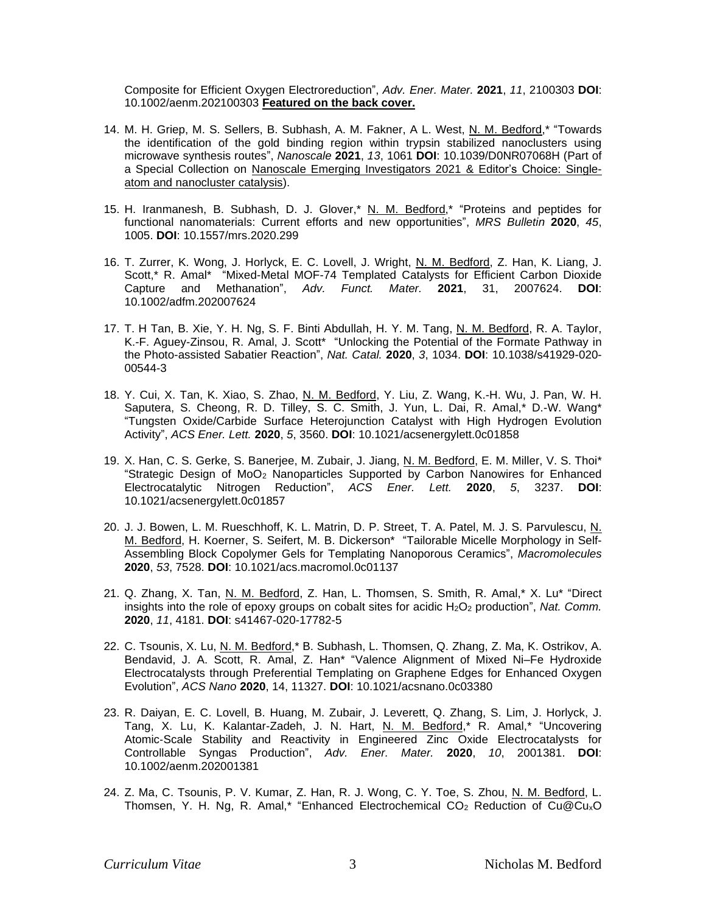Composite for Efficient Oxygen Electroreduction", *Adv. Ener. Mater.* **2021**, *11*, 2100303 **DOI**: 10.1002/aenm.202100303 **Featured on the back cover.**

14. M. H. Griep, M. S. Sellers, B. Subhash, A. M. Fakner, A L. West, N. M. Bedford,* "Towards the identification of the gold binding region within trypsin stabilized nanoclusters using microwave synthesis routes", *Nanoscale* **2021**, *13*, 1061 **DOI**: 10.1039/D0NR07068H (Part of a Special Collection on Nanoscale Emerging Investigators 2021 & Editor's Choice: Single-atom and nanocluster catalysis).

15. H. Iranmanesh, B. Subhash, D. J. Glover,* N. M. Bedford,* "Proteins and peptides for functional nanomaterials: Current efforts and new opportunities", *MRS Bulletin* **2020**, *45*, 1005. **DOI**: 10.1557/mrs.2020.299

16. T. Zurrer, K. Wong, J. Horlyck, E. C. Lovell, J. Wright, N. M. Bedford, Z. Han, K. Liang, J. Scott,* R. Amal* "Mixed-Metal MOF-74 Templated Catalysts for Efficient Carbon Dioxide Capture and Methanation", *Adv. Funct. Mater.* **2021**, 31, 2007624. **DOI**: 10.1002/adfm.202007624

17. T. H Tan, B. Xie, Y. H. Ng, S. F. Binti Abdullah, H. Y. M. Tang, N. M. Bedford, R. A. Taylor, K.-F. Aguey-Zinsou, R. Amal, J. Scott* "Unlocking the Potential of the Formate Pathway in the Photo-assisted Sabatier Reaction", *Nat. Catal.* **2020**, *3*, 1034. **DOI**: 10.1038/s41929-020-00544-3

18. Y. Cui, X. Tan, K. Xiao, S. Zhao, N. M. Bedford, Y. Liu, Z. Wang, K.-H. Wu, J. Pan, W. H. Saputera, S. Cheong, R. D. Tilley, S. C. Smith, J. Yun, L. Dai, R. Amal,* D.-W. Wang* "Tungsten Oxide/Carbide Surface Heterojunction Catalyst with High Hydrogen Evolution Activity", *ACS Ener. Lett.* **2020**, *5*, 3560. **DOI**: 10.1021/acsenergylett.0c01858

19. X. Han, C. S. Gerke, S. Banerjee, M. Zubair, J. Jiang, N. M. Bedford, E. M. Miller, V. S. Thoi* "Strategic Design of $MoO_2$ Nanoparticles Supported by Carbon Nanowires for Enhanced Electrocatalytic Nitrogen Reduction", *ACS Ener. Lett.* **2020**, *5*, 3237. **DOI**: 10.1021/acsenergylett.0c01857

20. J. J. Bowen, L. M. Rueschhoff, K. L. Matrin, D. P. Street, T. A. Patel, M. J. S. Parvulescu, N. M. Bedford, H. Koerner, S. Seifert, M. B. Dickerson* "Tailorable Micelle Morphology in Self-Assembling Block Copolymer Gels for Templating Nanoporous Ceramics", *Macromolecules* **2020**, *53*, 7528. **DOI**: 10.1021/acs.macromol.0c01137

21. Q. Zhang, X. Tan, N. M. Bedford, Z. Han, L. Thomsen, S. Smith, R. Amal,* X. Lu* "Direct insights into the role of epoxy groups on cobalt sites for acidic $H_2O_2$ production", *Nat. Comm.* **2020**, *11*, 4181. **DOI**: s41467-020-17782-5

22. C. Tsounis, X. Lu, N. M. Bedford,* B. Subhash, L. Thomsen, Q. Zhang, Z. Ma, K. Ostrikov, A. Bendavid, J. A. Scott, R. Amal, Z. Han* "Valence Alignment of Mixed Ni–Fe Hydroxide Electrocatalysts through Preferential Templating on Graphene Edges for Enhanced Oxygen Evolution", *ACS Nano* **2020**, 14, 11327. **DOI**: 10.1021/acsnano.0c03380

23. R. Daiyan, E. C. Lovell, B. Huang, M. Zubair, J. Leverett, Q. Zhang, S. Lim, J. Horlyck, J. Tang, X. Lu, K. Kalantar-Zadeh, J. N. Hart, N. M. Bedford,* R. Amal,* "Uncovering Atomic-Scale Stability and Reactivity in Engineered Zinc Oxide Electrocatalysts for Controllable Syngas Production", *Adv. Ener. Mater.* **2020**, *10*, 2001381. **DOI**: 10.1002/aenm.202001381

24. Z. Ma, C. Tsounis, P. V. Kumar, Z. Han, R. J. Wong, C. Y. Toe, S. Zhou, N. M. Bedford, L. Thomsen, Y. H. Ng, R. Amal,* "Enhanced Electrochemical $CO_2$ Reduction of $Cu@Cu_xO$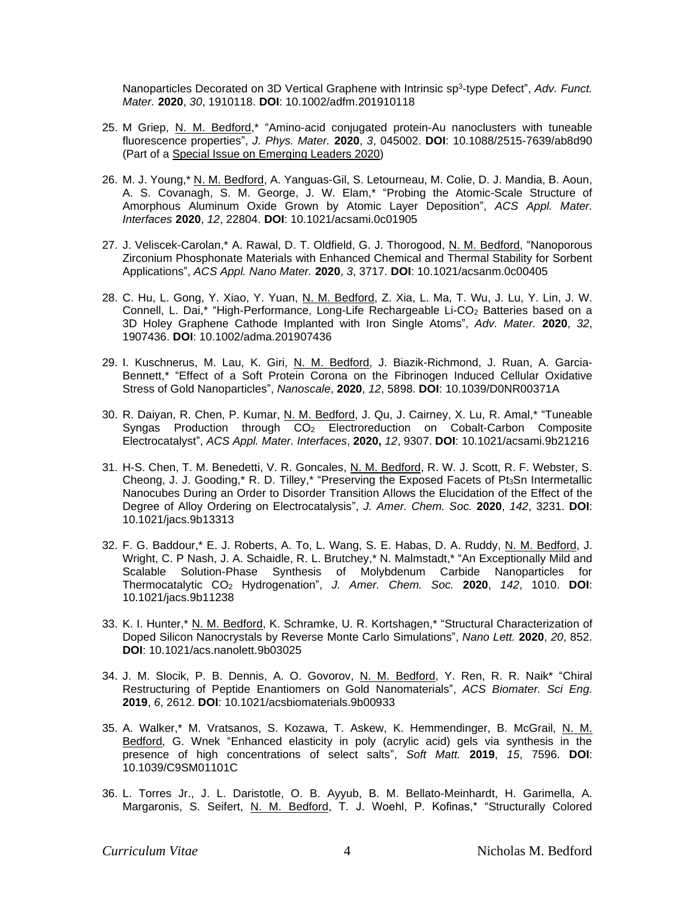Nanoparticles Decorated on 3D Vertical Graphene with Intrinsic $sp^3$-type Defect", *Adv. Funct. Mater.* **2020**, *30*, 1910118. **DOI**: 10.1002/adfm.201910118

25. M Griep, N. M. Bedford,* "Amino-acid conjugated protein-Au nanoclusters with tuneable fluorescence properties", *J. Phys. Mater.* **2020**, *3*, 045002. **DOI**: 10.1088/2515-7639/ab8d90 (Part of a Special Issue on Emerging Leaders 2020)

26. M. J. Young,* N. M. Bedford, A. Yanguas-Gil, S. Letourneau, M. Colie, D. J. Mandia, B. Aoun, A. S. Covanagh, S. M. George, J. W. Elam,* "Probing the Atomic-Scale Structure of Amorphous Aluminum Oxide Grown by Atomic Layer Deposition", *ACS Appl. Mater. Interfaces* **2020**, *12*, 22804. **DOI**: 10.1021/acsami.0c01905

27. J. Veliscek-Carolan,* A. Rawal, D. T. Oldfield, G. J. Thorogood, N. M. Bedford, "Nanoporous Zirconium Phosphonate Materials with Enhanced Chemical and Thermal Stability for Sorbent Applications", *ACS Appl. Nano Mater.* **2020**, *3*, 3717. **DOI**: 10.1021/acsanm.0c00405

28. C. Hu, L. Gong, Y. Xiao, Y. Yuan, N. M. Bedford, Z. Xia, L. Ma, T. Wu, J. Lu, Y. Lin, J. W. Connell, L. Dai,* "High-Performance, Long-Life Rechargeable Li-$CO_2$ Batteries based on a 3D Holey Graphene Cathode Implanted with Iron Single Atoms", *Adv. Mater.* **2020**, *32*, 1907436. **DOI**: 10.1002/adma.201907436

29. I. Kuschnerus, M. Lau, K. Giri, N. M. Bedford, J. Biazik-Richmond, J. Ruan, A. Garcia-Bennett,* "Effect of a Soft Protein Corona on the Fibrinogen Induced Cellular Oxidative Stress of Gold Nanoparticles", *Nanoscale*, **2020**, *12*, 5898. **DOI**: 10.1039/D0NR00371A

30. R. Daiyan, R. Chen, P. Kumar, N. M. Bedford, J. Qu, J. Cairney, X. Lu, R. Amal,* "Tuneable Syngas Production through $CO_2$ Electroreduction on Cobalt-Carbon Composite Electrocatalyst", *ACS Appl. Mater. Interfaces*, **2020,** *12*, 9307. **DOI**: 10.1021/acsami.9b21216

31. H-S. Chen, T. M. Benedetti, V. R. Goncales, N. M. Bedford, R. W. J. Scott, R. F. Webster, S. Cheong, J. J. Gooding,* R. D. Tilley,* "Preserving the Exposed Facets of $Pt_3Sn$ Intermetallic Nanocubes During an Order to Disorder Transition Allows the Elucidation of the Effect of the Degree of Alloy Ordering on Electrocatalysis", *J. Amer. Chem. Soc.* **2020**, *142*, 3231. **DOI**: 10.1021/jacs.9b13313

32. F. G. Baddour,* E. J. Roberts, A. To, L. Wang, S. E. Habas, D. A. Ruddy, N. M. Bedford, J. Wright, C. P Nash, J. A. Schaidle, R. L. Brutchey,* N. Malmstadt,* "An Exceptionally Mild and Scalable Solution-Phase Synthesis of Molybdenum Carbide Nanoparticles for Thermocatalytic $CO_2$ Hydrogenation", *J. Amer. Chem. Soc.* **2020**, *142*, 1010. **DOI**: 10.1021/jacs.9b11238

33. K. I. Hunter,* N. M. Bedford, K. Schramke, U. R. Kortshagen,* "Structural Characterization of Doped Silicon Nanocrystals by Reverse Monte Carlo Simulations", *Nano Lett.* **2020**, *20*, 852. **DOI**: 10.1021/acs.nanolett.9b03025

34. J. M. Slocik, P. B. Dennis, A. O. Govorov, N. M. Bedford, Y. Ren, R. R. Naik* "Chiral Restructuring of Peptide Enantiomers on Gold Nanomaterials", *ACS Biomater. Sci Eng.* **2019**, *6*, 2612. **DOI**: 10.1021/acsbiomaterials.9b00933

35. A. Walker,* M. Vratsanos, S. Kozawa, T. Askew, K. Hemmendinger, B. McGrail, N. M. Bedford, G. Wnek "Enhanced elasticity in poly (acrylic acid) gels via synthesis in the presence of high concentrations of select salts", *Soft Matt.* **2019**, *15*, 7596. **DOI**: 10.1039/C9SM01101C

36. L. Torres Jr., J. L. Daristotle, O. B. Ayyub, B. M. Bellato-Meinhardt, H. Garimella, A. Margaronis, S. Seifert, N. M. Bedford, T. J. Woehl, P. Kofinas,* "Structurally Colored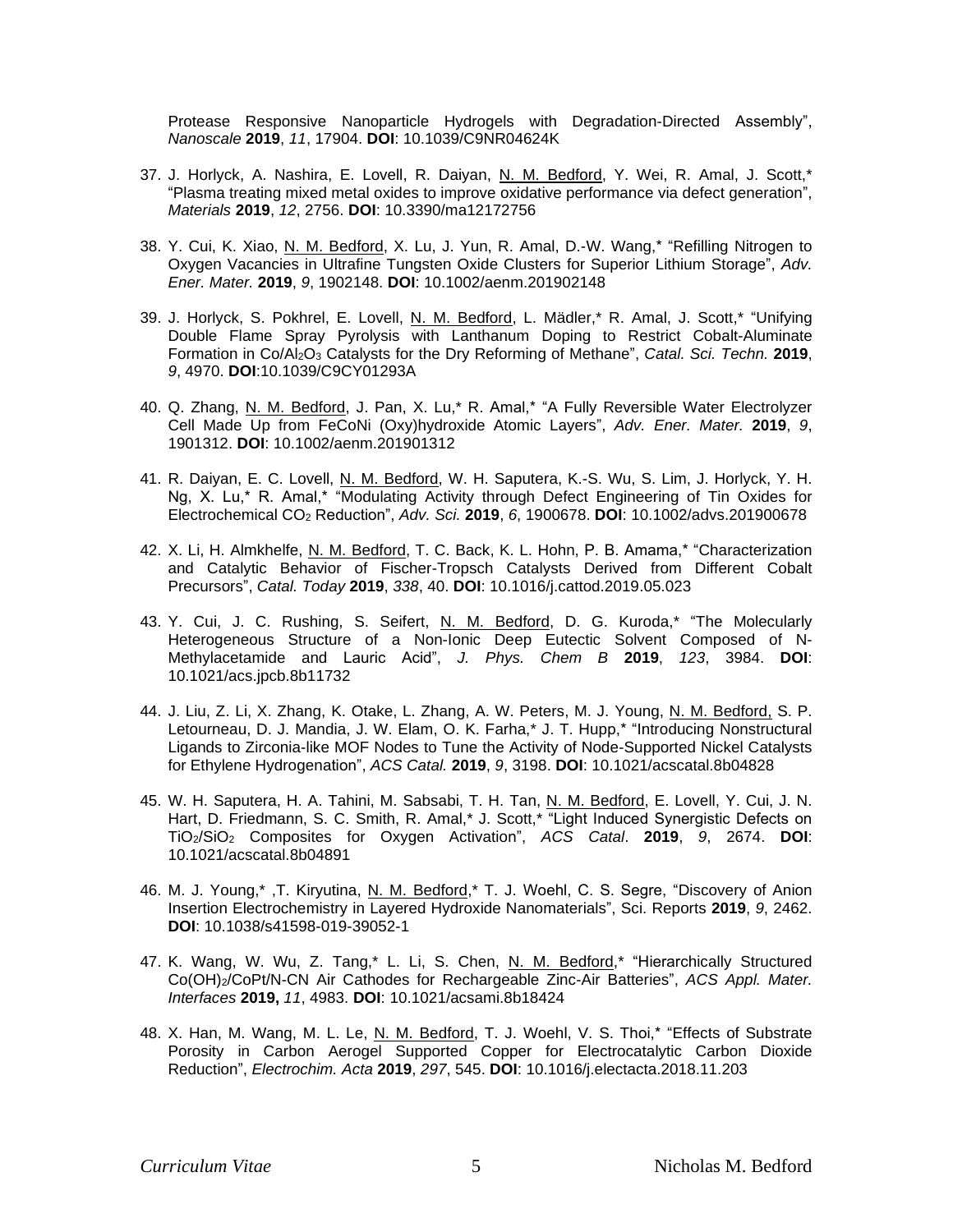Protease Responsive Nanoparticle Hydrogels with Degradation-Directed Assembly", *Nanoscale* **2019**, *11*, 17904. **DOI**: 10.1039/C9NR04624K

37. J. Horlyck, A. Nashira, E. Lovell, R. Daiyan, N. M. Bedford, Y. Wei, R. Amal, J. Scott,* "Plasma treating mixed metal oxides to improve oxidative performance via defect generation", *Materials* **2019**, *12*, 2756. **DOI**: 10.3390/ma12172756

38. Y. Cui, K. Xiao, N. M. Bedford, X. Lu, J. Yun, R. Amal, D.-W. Wang,* "Refilling Nitrogen to Oxygen Vacancies in Ultrafine Tungsten Oxide Clusters for Superior Lithium Storage", *Adv. Ener. Mater.* **2019**, *9*, 1902148. **DOI**: 10.1002/aenm.201902148

39. J. Horlyck, S. Pokhrel, E. Lovell, N. M. Bedford, L. Mädler,* R. Amal, J. Scott,* "Unifying Double Flame Spray Pyrolysis with Lanthanum Doping to Restrict Cobalt-Aluminate Formation in Co/$Al_2O_3$ Catalysts for the Dry Reforming of Methane", *Catal. Sci. Techn.* **2019**, *9*, 4970. **DOI**:10.1039/C9CY01293A

40. Q. Zhang, N. M. Bedford, J. Pan, X. Lu,* R. Amal,* "A Fully Reversible Water Electrolyzer Cell Made Up from FeCoNi (Oxy)hydroxide Atomic Layers", *Adv. Ener. Mater.* **2019**, *9*, 1901312. **DOI**: 10.1002/aenm.201901312

41. R. Daiyan, E. C. Lovell, N. M. Bedford, W. H. Saputera, K.-S. Wu, S. Lim, J. Horlyck, Y. H. Ng, X. Lu,* R. Amal,* "Modulating Activity through Defect Engineering of Tin Oxides for Electrochemical $CO_2$ Reduction", *Adv. Sci.* **2019**, *6*, 1900678. **DOI**: 10.1002/advs.201900678

42. X. Li, H. Almkhelfe, N. M. Bedford, T. C. Back, K. L. Hohn, P. B. Amama,* "Characterization and Catalytic Behavior of Fischer-Tropsch Catalysts Derived from Different Cobalt Precursors", *Catal. Today* **2019**, *338*, 40. **DOI**: 10.1016/j.cattod.2019.05.023

43. Y. Cui, J. C. Rushing, S. Seifert, N. M. Bedford, D. G. Kuroda,* "The Molecularly Heterogeneous Structure of a Non-Ionic Deep Eutectic Solvent Composed of N-Methylacetamide and Lauric Acid", *J. Phys. Chem B* **2019**, *123*, 3984. **DOI**: 10.1021/acs.jpcb.8b11732

44. J. Liu, Z. Li, X. Zhang, K. Otake, L. Zhang, A. W. Peters, M. J. Young, N. M. Bedford, S. P. Letourneau, D. J. Mandia, J. W. Elam, O. K. Farha,* J. T. Hupp,* "Introducing Nonstructural Ligands to Zirconia-like MOF Nodes to Tune the Activity of Node-Supported Nickel Catalysts for Ethylene Hydrogenation", *ACS Catal.* **2019**, *9*, 3198. **DOI**: 10.1021/acscatal.8b04828

45. W. H. Saputera, H. A. Tahini, M. Sabsabi, T. H. Tan, N. M. Bedford, E. Lovell, Y. Cui, J. N. Hart, D. Friedmann, S. C. Smith, R. Amal,* J. Scott,* "Light Induced Synergistic Defects on $TiO_2$/$SiO_2$ Composites for Oxygen Activation", *ACS Catal*. **2019**, *9*, 2674. **DOI**: 10.1021/acscatal.8b04891

46. M. J. Young,* ,T. Kiryutina, N. M. Bedford,* T. J. Woehl, C. S. Segre, "Discovery of Anion Insertion Electrochemistry in Layered Hydroxide Nanomaterials", Sci. Reports **2019**, *9*, 2462. **DOI**: 10.1038/s41598-019-39052-1

47. K. Wang, W. Wu, Z. Tang,* L. Li, S. Chen, N. M. Bedford,* "Hierarchically Structured $Co(OH)_2$/CoPt/N-CN Air Cathodes for Rechargeable Zinc-Air Batteries", *ACS Appl. Mater. Interfaces* **2019,** *11*, 4983. **DOI**: 10.1021/acsami.8b18424

48. X. Han, M. Wang, M. L. Le, N. M. Bedford, T. J. Woehl, V. S. Thoi,* "Effects of Substrate Porosity in Carbon Aerogel Supported Copper for Electrocatalytic Carbon Dioxide Reduction", *Electrochim. Acta* **2019**, *297*, 545. **DOI**: 10.1016/j.electacta.2018.11.203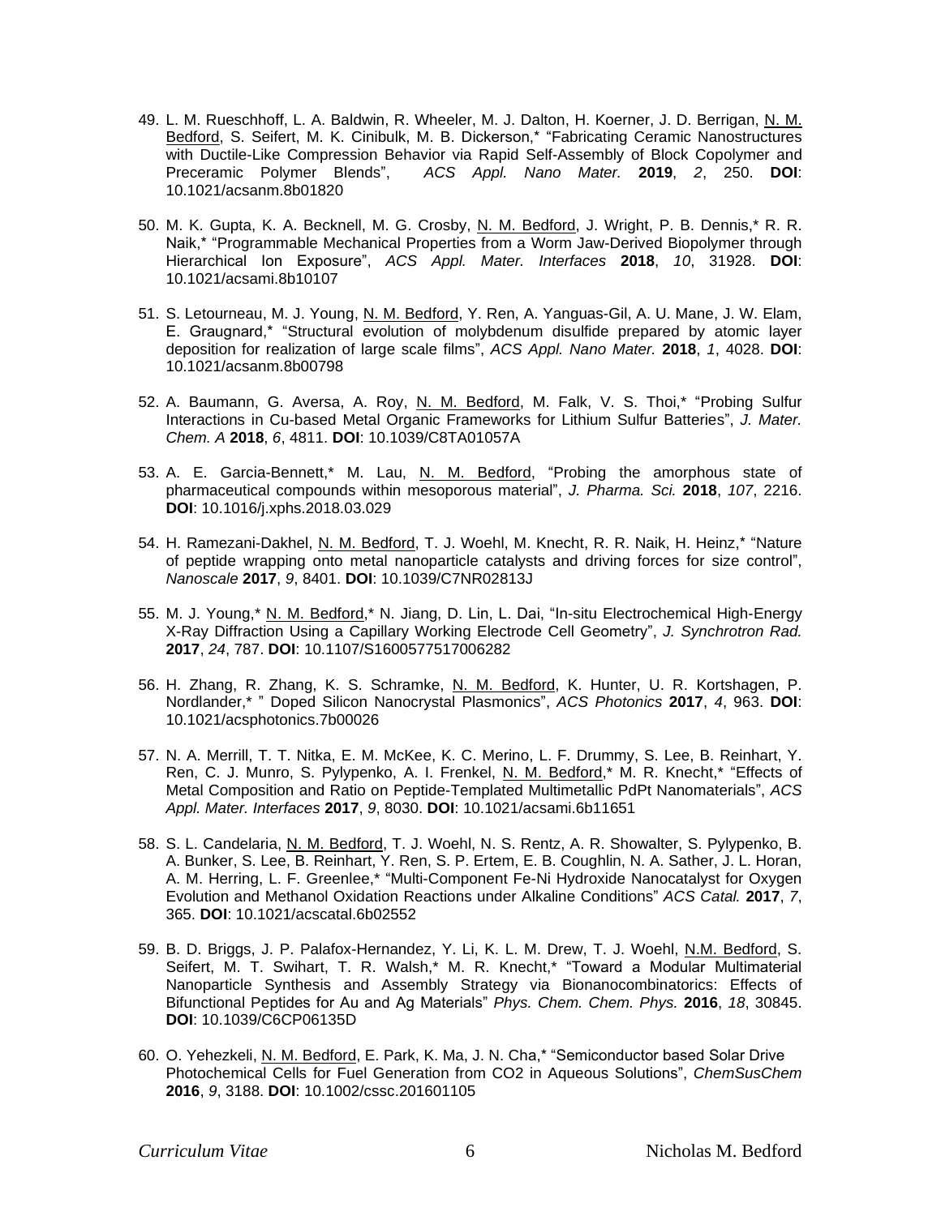49. L. M. Rueschhoff, L. A. Baldwin, R. Wheeler, M. J. Dalton, H. Koerner, J. D. Berrigan, N. M. Bedford, S. Seifert, M. K. Cinibulk, M. B. Dickerson,* "Fabricating Ceramic Nanostructures with Ductile-Like Compression Behavior via Rapid Self-Assembly of Block Copolymer and Preceramic Polymer Blends", *ACS Appl. Nano Mater.* **2019**, *2*, 250. **DOI**: 10.1021/acsanm.8b01820

50. M. K. Gupta, K. A. Becknell, M. G. Crosby, N. M. Bedford, J. Wright, P. B. Dennis,* R. R. Naik,* "Programmable Mechanical Properties from a Worm Jaw-Derived Biopolymer through Hierarchical Ion Exposure", *ACS Appl. Mater. Interfaces* **2018**, *10*, 31928. **DOI**: 10.1021/acsami.8b10107

51. S. Letourneau, M. J. Young, N. M. Bedford, Y. Ren, A. Yanguas-Gil, A. U. Mane, J. W. Elam, E. Graugnard,* "Structural evolution of molybdenum disulfide prepared by atomic layer deposition for realization of large scale films", *ACS Appl. Nano Mater.* **2018**, *1*, 4028. **DOI**: 10.1021/acsanm.8b00798

52. A. Baumann, G. Aversa, A. Roy, N. M. Bedford, M. Falk, V. S. Thoi,* "Probing Sulfur Interactions in Cu-based Metal Organic Frameworks for Lithium Sulfur Batteries", *J. Mater. Chem. A* **2018**, *6*, 4811. **DOI**: 10.1039/C8TA01057A

53. A. E. Garcia-Bennett,* M. Lau, N. M. Bedford, "Probing the amorphous state of pharmaceutical compounds within mesoporous material", *J. Pharma. Sci.* **2018**, *107*, 2216. **DOI**: 10.1016/j.xphs.2018.03.029

54. H. Ramezani-Dakhel, N. M. Bedford, T. J. Woehl, M. Knecht, R. R. Naik, H. Heinz,* "Nature of peptide wrapping onto metal nanoparticle catalysts and driving forces for size control", *Nanoscale* **2017**, *9*, 8401. **DOI**: 10.1039/C7NR02813J

55. M. J. Young,* N. M. Bedford,* N. Jiang, D. Lin, L. Dai, "In-situ Electrochemical High-Energy X-Ray Diffraction Using a Capillary Working Electrode Cell Geometry", *J. Synchrotron Rad.* **2017**, *24*, 787. **DOI**: 10.1107/S1600577517006282

56. H. Zhang, R. Zhang, K. S. Schramke, N. M. Bedford, K. Hunter, U. R. Kortshagen, P. Nordlander,* " Doped Silicon Nanocrystal Plasmonics", *ACS Photonics* **2017**, *4*, 963. **DOI**: 10.1021/acsphotonics.7b00026

57. N. A. Merrill, T. T. Nitka, E. M. McKee, K. C. Merino, L. F. Drummy, S. Lee, B. Reinhart, Y. Ren, C. J. Munro, S. Pylypenko, A. I. Frenkel, N. M. Bedford,* M. R. Knecht,* "Effects of Metal Composition and Ratio on Peptide-Templated Multimetallic PdPt Nanomaterials", *ACS Appl. Mater. Interfaces* **2017**, *9*, 8030. **DOI**: 10.1021/acsami.6b11651

58. S. L. Candelaria, N. M. Bedford, T. J. Woehl, N. S. Rentz, A. R. Showalter, S. Pylypenko, B. A. Bunker, S. Lee, B. Reinhart, Y. Ren, S. P. Ertem, E. B. Coughlin, N. A. Sather, J. L. Horan, A. M. Herring, L. F. Greenlee,* "Multi-Component Fe-Ni Hydroxide Nanocatalyst for Oxygen Evolution and Methanol Oxidation Reactions under Alkaline Conditions" *ACS Catal.* **2017**, *7*, 365. **DOI**: 10.1021/acscatal.6b02552

59. B. D. Briggs, J. P. Palafox-Hernandez, Y. Li, K. L. M. Drew, T. J. Woehl, N.M. Bedford, S. Seifert, M. T. Swihart, T. R. Walsh,* M. R. Knecht,* "Toward a Modular Multimaterial Nanoparticle Synthesis and Assembly Strategy via Bionanocombinatorics: Effects of Bifunctional Peptides for Au and Ag Materials" *Phys. Chem. Chem. Phys.* **2016**, *18*, 30845. **DOI**: 10.1039/C6CP06135D

60. O. Yehezkeli, N. M. Bedford, E. Park, K. Ma, J. N. Cha,* "Semiconductor based Solar Drive Photochemical Cells for Fuel Generation from CO2 in Aqueous Solutions", *ChemSusChem* **2016**, *9*, 3188. **DOI**: 10.1002/cssc.201601105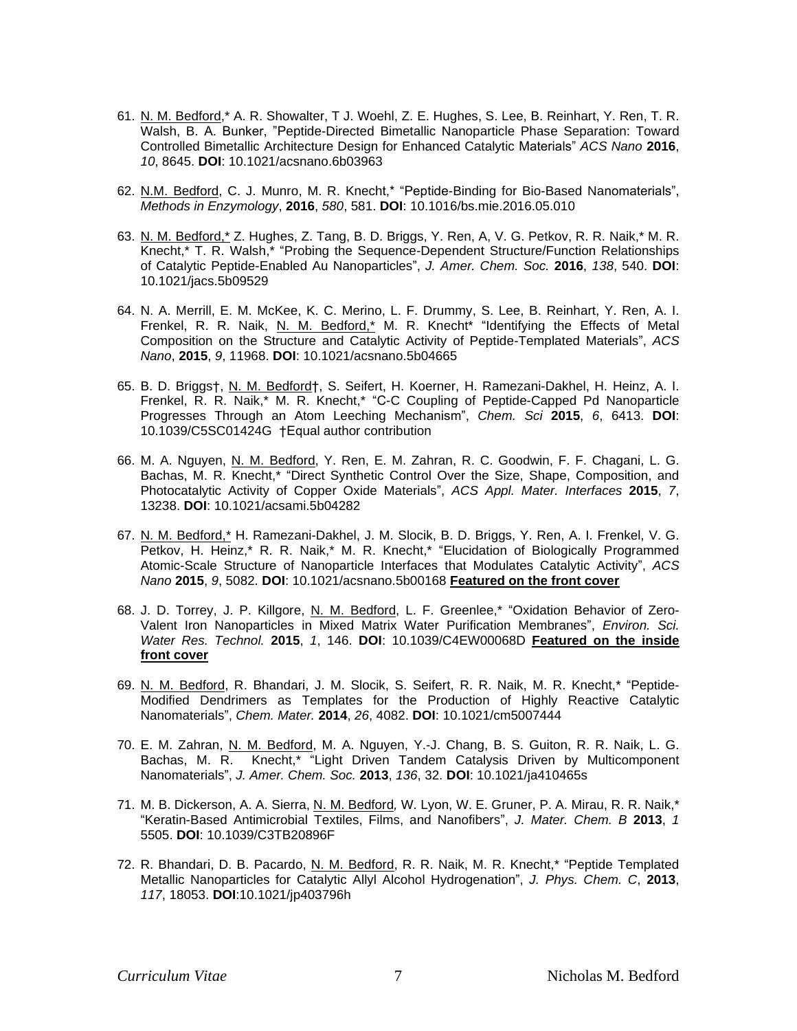61. N. M. Bedford,* A. R. Showalter, T J. Woehl, Z. E. Hughes, S. Lee, B. Reinhart, Y. Ren, T. R. Walsh, B. A. Bunker, "Peptide-Directed Bimetallic Nanoparticle Phase Separation: Toward Controlled Bimetallic Architecture Design for Enhanced Catalytic Materials" *ACS Nano* **2016**, *10*, 8645. **DOI**: 10.1021/acsnano.6b03963

62. N.M. Bedford, C. J. Munro, M. R. Knecht,* "Peptide-Binding for Bio-Based Nanomaterials", *Methods in Enzymology*, **2016**, *580*, 581. **DOI**: 10.1016/bs.mie.2016.05.010

63. N. M. Bedford,* Z. Hughes, Z. Tang, B. D. Briggs, Y. Ren, A, V. G. Petkov, R. R. Naik,* M. R. Knecht,* T. R. Walsh,* "Probing the Sequence-Dependent Structure/Function Relationships of Catalytic Peptide-Enabled Au Nanoparticles", *J. Amer. Chem. Soc.* **2016**, *138*, 540. **DOI**: 10.1021/jacs.5b09529

64. N. A. Merrill, E. M. McKee, K. C. Merino, L. F. Drummy, S. Lee, B. Reinhart, Y. Ren, A. I. Frenkel, R. R. Naik, N. M. Bedford,* M. R. Knecht* "Identifying the Effects of Metal Composition on the Structure and Catalytic Activity of Peptide-Templated Materials", *ACS Nano*, **2015**, *9*, 11968. **DOI**: 10.1021/acsnano.5b04665

65. B. D. Briggs†, N. M. Bedford†, S. Seifert, H. Koerner, H. Ramezani-Dakhel, H. Heinz, A. I. Frenkel, R. R. Naik,* M. R. Knecht,* "C-C Coupling of Peptide-Capped Pd Nanoparticle Progresses Through an Atom Leeching Mechanism", *Chem. Sci* **2015**, *6*, 6413. **DOI**: 10.1039/C5SC01424G †Equal author contribution

66. M. A. Nguyen, N. M. Bedford, Y. Ren, E. M. Zahran, R. C. Goodwin, F. F. Chagani, L. G. Bachas, M. R. Knecht,* "Direct Synthetic Control Over the Size, Shape, Composition, and Photocatalytic Activity of Copper Oxide Materials", *ACS Appl. Mater. Interfaces* **2015**, *7*, 13238. **DOI**: 10.1021/acsami.5b04282

67. N. M. Bedford,* H. Ramezani-Dakhel, J. M. Slocik, B. D. Briggs, Y. Ren, A. I. Frenkel, V. G. Petkov, H. Heinz,* R. R. Naik,* M. R. Knecht,* "Elucidation of Biologically Programmed Atomic-Scale Structure of Nanoparticle Interfaces that Modulates Catalytic Activity", *ACS Nano* **2015**, *9*, 5082. **DOI**: 10.1021/acsnano.5b00168 **Featured on the front cover**

68. J. D. Torrey, J. P. Killgore, N. M. Bedford, L. F. Greenlee,* "Oxidation Behavior of Zero-Valent Iron Nanoparticles in Mixed Matrix Water Purification Membranes", *Environ. Sci. Water Res. Technol.* **2015**, *1*, 146. **DOI**: 10.1039/C4EW00068D **Featured on the inside front cover**

69. N. M. Bedford, R. Bhandari, J. M. Slocik, S. Seifert, R. R. Naik, M. R. Knecht,* "Peptide-Modified Dendrimers as Templates for the Production of Highly Reactive Catalytic Nanomaterials", *Chem. Mater.* **2014**, *26*, 4082. **DOI**: 10.1021/cm5007444

70. E. M. Zahran, N. M. Bedford, M. A. Nguyen, Y.-J. Chang, B. S. Guiton, R. R. Naik, L. G. Bachas, M. R. Knecht,* "Light Driven Tandem Catalysis Driven by Multicomponent Nanomaterials", *J. Amer. Chem. Soc.* **2013**, *136*, 32. **DOI**: 10.1021/ja410465s

71. M. B. Dickerson, A. A. Sierra, N. M. Bedford, W. Lyon, W. E. Gruner, P. A. Mirau, R. R. Naik,* "Keratin-Based Antimicrobial Textiles, Films, and Nanofibers", *J. Mater. Chem. B* **2013**, *1* 5505. **DOI**: 10.1039/C3TB20896F

72. R. Bhandari, D. B. Pacardo, N. M. Bedford, R. R. Naik, M. R. Knecht,* "Peptide Templated Metallic Nanoparticles for Catalytic Allyl Alcohol Hydrogenation", *J. Phys. Chem. C*, **2013**, *117*, 18053. **DOI**:10.1021/jp403796h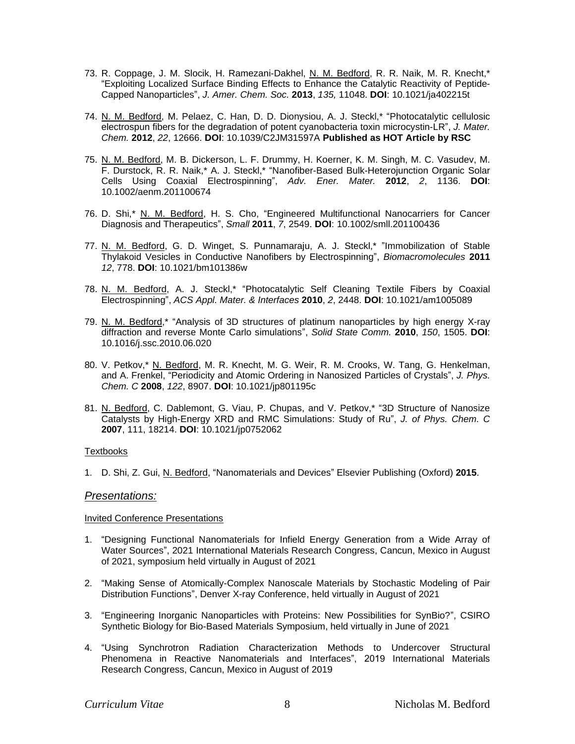73. R. Coppage, J. M. Slocik, H. Ramezani-Dakhel, N. M. Bedford, R. R. Naik, M. R. Knecht,* "Exploiting Localized Surface Binding Effects to Enhance the Catalytic Reactivity of Peptide-Capped Nanoparticles", *J. Amer. Chem. Soc.* **2013**, *135,* 11048. **DOI**: 10.1021/ja402215t

74. N. M. Bedford, M. Pelaez, C. Han, D. D. Dionysiou, A. J. Steckl,* "Photocatalytic cellulosic electrospun fibers for the degradation of potent cyanobacteria toxin microcystin-LR", *J. Mater. Chem.* **2012**, *22*, 12666. **DOI**: 10.1039/C2JM31597A **Published as HOT Article by RSC**

75. N. M. Bedford, M. B. Dickerson, L. F. Drummy, H. Koerner, K. M. Singh, M. C. Vasudev, M. F. Durstock, R. R. Naik,* A. J. Steckl,* "Nanofiber-Based Bulk-Heterojunction Organic Solar Cells Using Coaxial Electrospinning", *Adv. Ener. Mater.* **2012**, *2*, 1136. **DOI**: 10.1002/aenm.201100674

76. D. Shi,* N. M. Bedford, H. S. Cho, "Engineered Multifunctional Nanocarriers for Cancer Diagnosis and Therapeutics", *Small* **2011**, *7*, 2549. **DOI**: 10.1002/smll.201100436

77. N. M. Bedford, G. D. Winget, S. Punnamaraju, A. J. Steckl,* "Immobilization of Stable Thylakoid Vesicles in Conductive Nanofibers by Electrospinning", *Biomacromolecules* **2011** *12*, 778. **DOI**: 10.1021/bm101386w

78. N. M. Bedford, A. J. Steckl,* "Photocatalytic Self Cleaning Textile Fibers by Coaxial Electrospinning", *ACS Appl. Mater. & Interfaces* **2010**, *2*, 2448. **DOI**: 10.1021/am1005089

79. N. M. Bedford,* "Analysis of 3D structures of platinum nanoparticles by high energy X-ray diffraction and reverse Monte Carlo simulations", *Solid State Comm.* **2010**, *150*, 1505. **DOI**: 10.1016/j.ssc.2010.06.020

80. V. Petkov,* N. Bedford, M. R. Knecht, M. G. Weir, R. M. Crooks, W. Tang, G. Henkelman, and A. Frenkel, "Periodicity and Atomic Ordering in Nanosized Particles of Crystals", *J. Phys. Chem. C* **2008**, *122*, 8907. **DOI**: 10.1021/jp801195c

81. N. Bedford, C. Dablemont, G. Viau, P. Chupas, and V. Petkov,* "3D Structure of Nanosize Catalysts by High-Energy XRD and RMC Simulations: Study of Ru", *J. of Phys. Chem. C* **2007**, 111, 18214. **DOI**: 10.1021/jp0752062

Textbooks

1. D. Shi, Z. Gui, N. Bedford, "Nanomaterials and Devices" Elsevier Publishing (Oxford) **2015**.

## *Presentations:*

Invited Conference Presentations

1. "Designing Functional Nanomaterials for Infield Energy Generation from a Wide Array of Water Sources", 2021 International Materials Research Congress, Cancun, Mexico in August of 2021, symposium held virtually in August of 2021

2. "Making Sense of Atomically-Complex Nanoscale Materials by Stochastic Modeling of Pair Distribution Functions", Denver X-ray Conference, held virtually in August of 2021

3. "Engineering Inorganic Nanoparticles with Proteins: New Possibilities for SynBio?", CSIRO Synthetic Biology for Bio-Based Materials Symposium, held virtually in June of 2021

4. "Using Synchrotron Radiation Characterization Methods to Undercover Structural Phenomena in Reactive Nanomaterials and Interfaces", 2019 International Materials Research Congress, Cancun, Mexico in August of 2019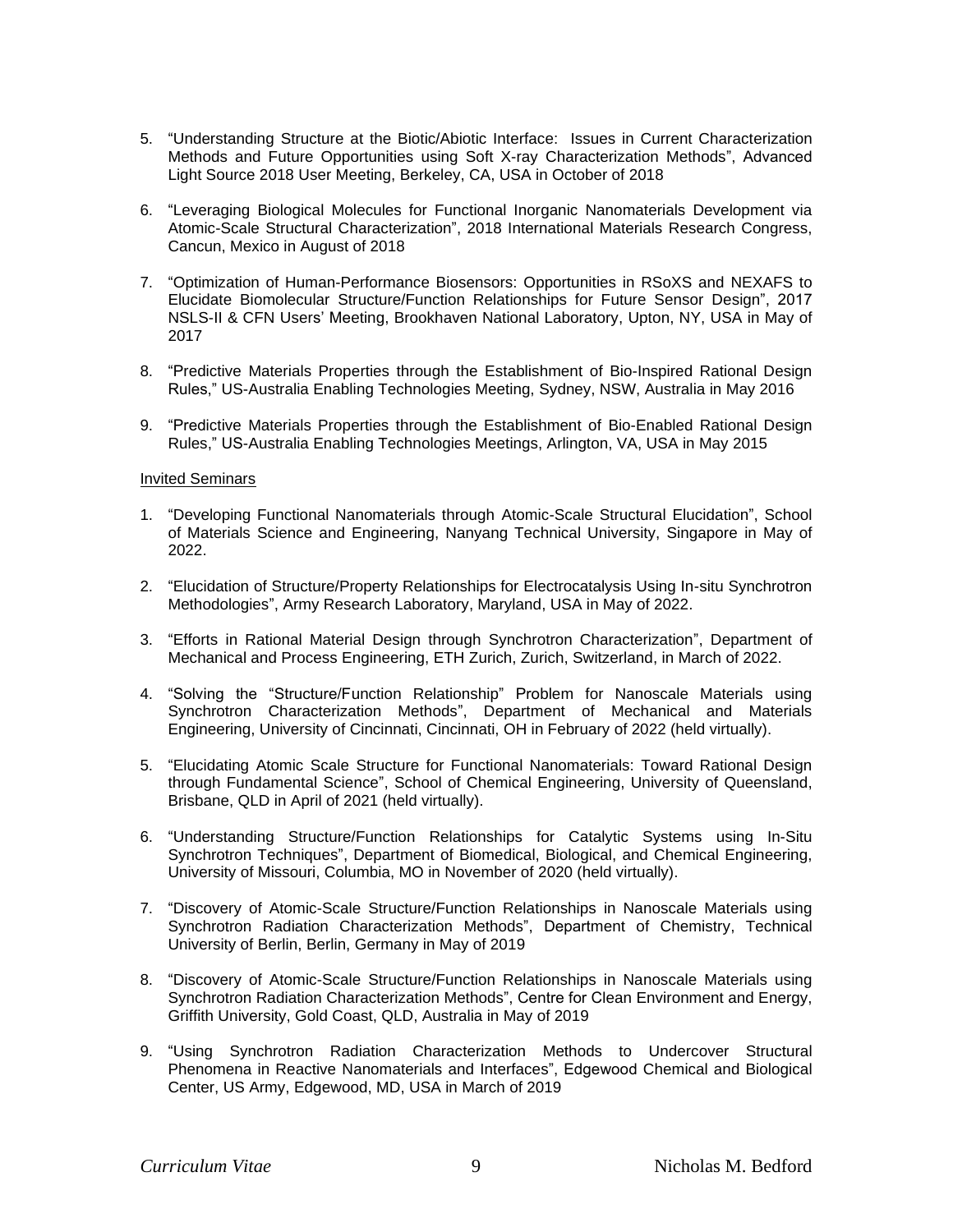5. "Understanding Structure at the Biotic/Abiotic Interface: Issues in Current Characterization Methods and Future Opportunities using Soft X-ray Characterization Methods", Advanced Light Source 2018 User Meeting, Berkeley, CA, USA in October of 2018

6. "Leveraging Biological Molecules for Functional Inorganic Nanomaterials Development via Atomic-Scale Structural Characterization", 2018 International Materials Research Congress, Cancun, Mexico in August of 2018

7. "Optimization of Human-Performance Biosensors: Opportunities in RSoXS and NEXAFS to Elucidate Biomolecular Structure/Function Relationships for Future Sensor Design", 2017 NSLS-II & CFN Users' Meeting, Brookhaven National Laboratory, Upton, NY, USA in May of 2017

8. "Predictive Materials Properties through the Establishment of Bio-Inspired Rational Design Rules," US-Australia Enabling Technologies Meeting, Sydney, NSW, Australia in May 2016

9. "Predictive Materials Properties through the Establishment of Bio-Enabled Rational Design Rules," US-Australia Enabling Technologies Meetings, Arlington, VA, USA in May 2015

Invited Seminars

1. "Developing Functional Nanomaterials through Atomic-Scale Structural Elucidation", School of Materials Science and Engineering, Nanyang Technical University, Singapore in May of 2022.

2. "Elucidation of Structure/Property Relationships for Electrocatalysis Using In-situ Synchrotron Methodologies", Army Research Laboratory, Maryland, USA in May of 2022.

3. "Efforts in Rational Material Design through Synchrotron Characterization", Department of Mechanical and Process Engineering, ETH Zurich, Zurich, Switzerland, in March of 2022.

4. "Solving the "Structure/Function Relationship" Problem for Nanoscale Materials using Synchrotron Characterization Methods", Department of Mechanical and Materials Engineering, University of Cincinnati, Cincinnati, OH in February of 2022 (held virtually).

5. "Elucidating Atomic Scale Structure for Functional Nanomaterials: Toward Rational Design through Fundamental Science", School of Chemical Engineering, University of Queensland, Brisbane, QLD in April of 2021 (held virtually).

6. "Understanding Structure/Function Relationships for Catalytic Systems using In-Situ Synchrotron Techniques", Department of Biomedical, Biological, and Chemical Engineering, University of Missouri, Columbia, MO in November of 2020 (held virtually).

7. "Discovery of Atomic-Scale Structure/Function Relationships in Nanoscale Materials using Synchrotron Radiation Characterization Methods", Department of Chemistry, Technical University of Berlin, Berlin, Germany in May of 2019

8. "Discovery of Atomic-Scale Structure/Function Relationships in Nanoscale Materials using Synchrotron Radiation Characterization Methods", Centre for Clean Environment and Energy, Griffith University, Gold Coast, QLD, Australia in May of 2019

9. "Using Synchrotron Radiation Characterization Methods to Undercover Structural Phenomena in Reactive Nanomaterials and Interfaces", Edgewood Chemical and Biological Center, US Army, Edgewood, MD, USA in March of 2019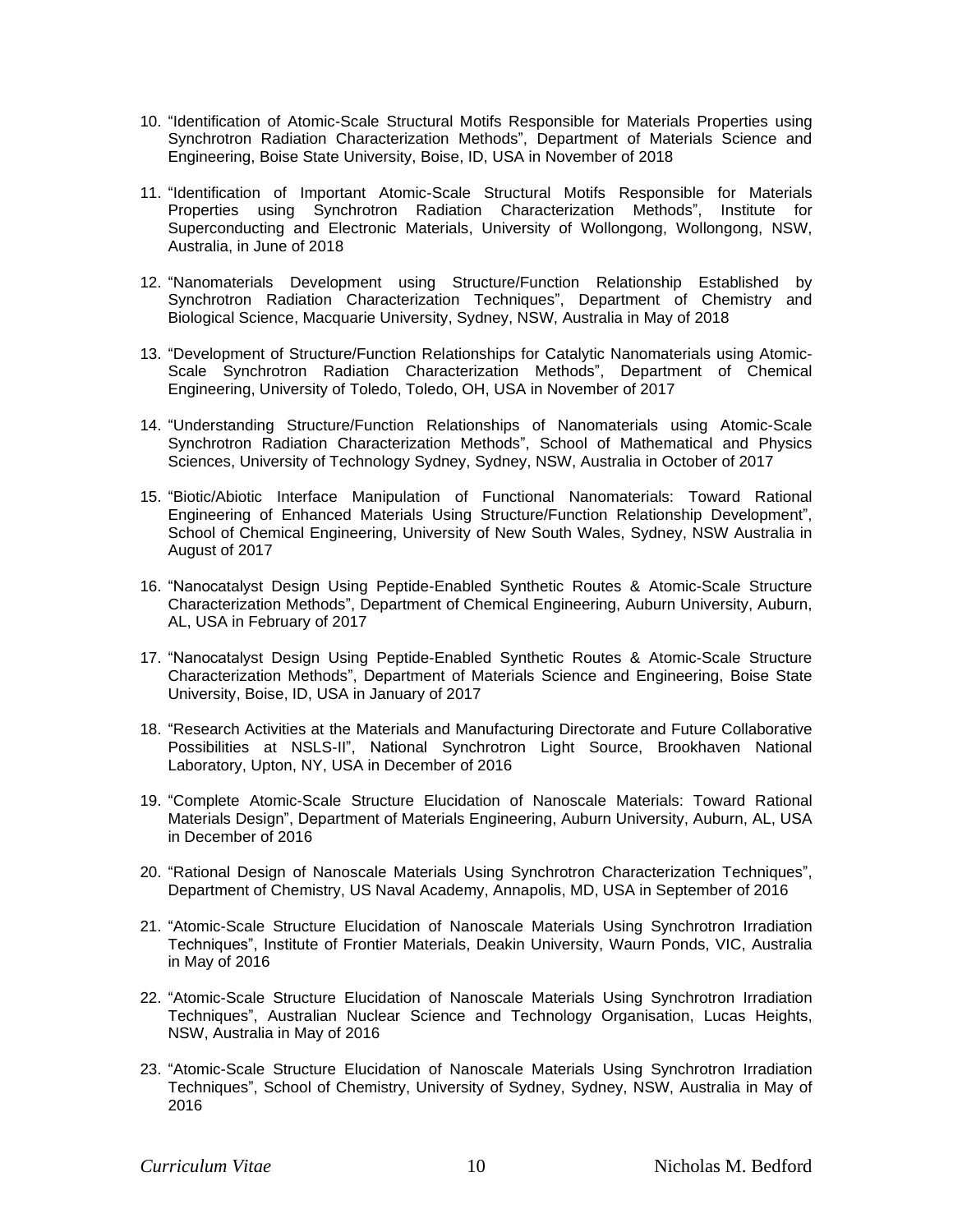10. "Identification of Atomic-Scale Structural Motifs Responsible for Materials Properties using Synchrotron Radiation Characterization Methods", Department of Materials Science and Engineering, Boise State University, Boise, ID, USA in November of 2018

11. "Identification of Important Atomic-Scale Structural Motifs Responsible for Materials Properties using Synchrotron Radiation Characterization Methods", Institute for Superconducting and Electronic Materials, University of Wollongong, Wollongong, NSW, Australia, in June of 2018

12. "Nanomaterials Development using Structure/Function Relationship Established by Synchrotron Radiation Characterization Techniques", Department of Chemistry and Biological Science, Macquarie University, Sydney, NSW, Australia in May of 2018

13. "Development of Structure/Function Relationships for Catalytic Nanomaterials using Atomic-Scale Synchrotron Radiation Characterization Methods", Department of Chemical Engineering, University of Toledo, Toledo, OH, USA in November of 2017

14. "Understanding Structure/Function Relationships of Nanomaterials using Atomic-Scale Synchrotron Radiation Characterization Methods", School of Mathematical and Physics Sciences, University of Technology Sydney, Sydney, NSW, Australia in October of 2017

15. "Biotic/Abiotic Interface Manipulation of Functional Nanomaterials: Toward Rational Engineering of Enhanced Materials Using Structure/Function Relationship Development", School of Chemical Engineering, University of New South Wales, Sydney, NSW Australia in August of 2017

16. "Nanocatalyst Design Using Peptide-Enabled Synthetic Routes & Atomic-Scale Structure Characterization Methods", Department of Chemical Engineering, Auburn University, Auburn, AL, USA in February of 2017

17. "Nanocatalyst Design Using Peptide-Enabled Synthetic Routes & Atomic-Scale Structure Characterization Methods", Department of Materials Science and Engineering, Boise State University, Boise, ID, USA in January of 2017

18. "Research Activities at the Materials and Manufacturing Directorate and Future Collaborative Possibilities at NSLS-II", National Synchrotron Light Source, Brookhaven National Laboratory, Upton, NY, USA in December of 2016

19. "Complete Atomic-Scale Structure Elucidation of Nanoscale Materials: Toward Rational Materials Design", Department of Materials Engineering, Auburn University, Auburn, AL, USA in December of 2016

20. "Rational Design of Nanoscale Materials Using Synchrotron Characterization Techniques", Department of Chemistry, US Naval Academy, Annapolis, MD, USA in September of 2016

21. "Atomic-Scale Structure Elucidation of Nanoscale Materials Using Synchrotron Irradiation Techniques", Institute of Frontier Materials, Deakin University, Waurn Ponds, VIC, Australia in May of 2016

22. "Atomic-Scale Structure Elucidation of Nanoscale Materials Using Synchrotron Irradiation Techniques", Australian Nuclear Science and Technology Organisation, Lucas Heights, NSW, Australia in May of 2016

23. "Atomic-Scale Structure Elucidation of Nanoscale Materials Using Synchrotron Irradiation Techniques", School of Chemistry, University of Sydney, Sydney, NSW, Australia in May of 2016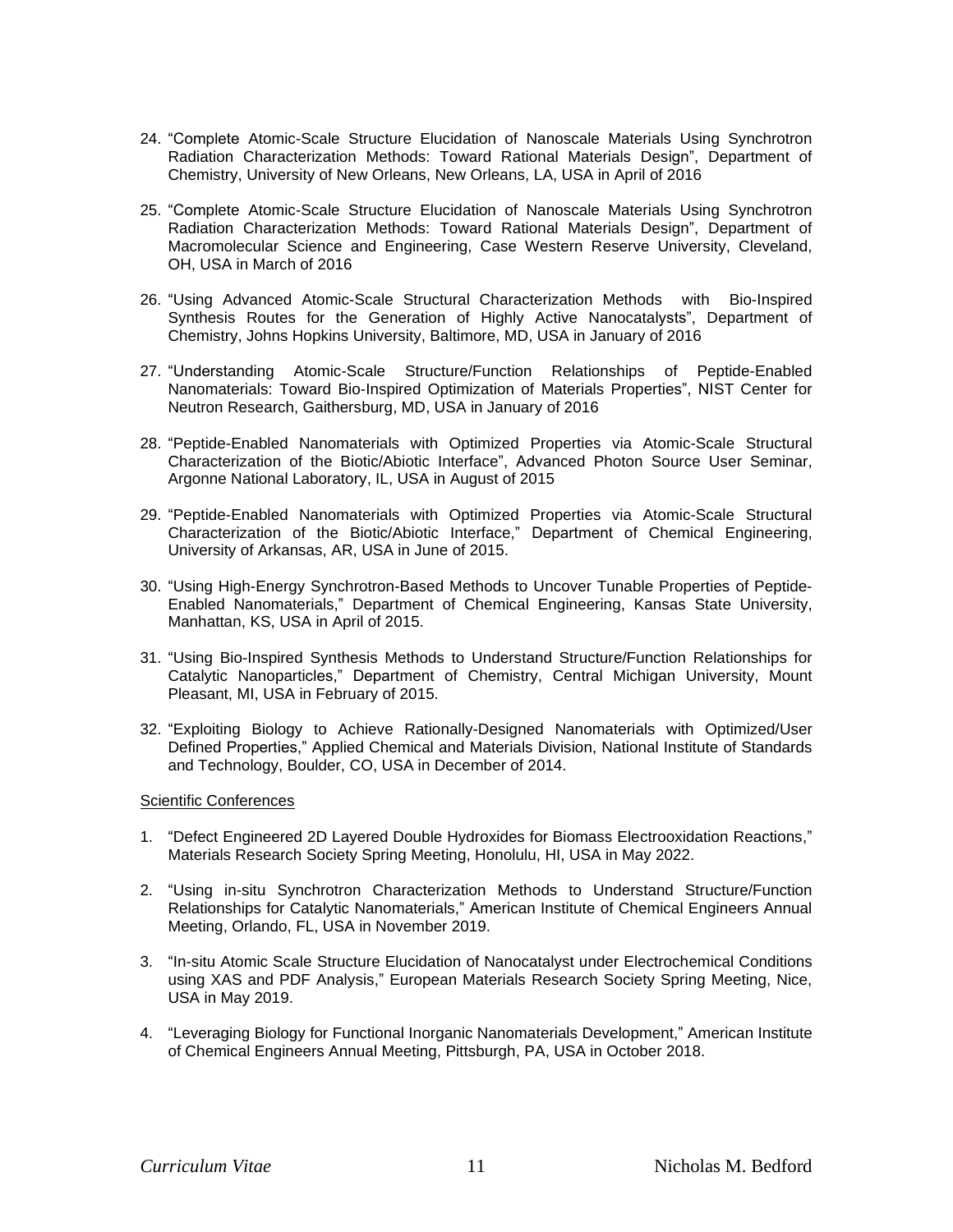24. “Complete Atomic-Scale Structure Elucidation of Nanoscale Materials Using Synchrotron Radiation Characterization Methods: Toward Rational Materials Design”, Department of Chemistry, University of New Orleans, New Orleans, LA, USA in April of 2016

25. “Complete Atomic-Scale Structure Elucidation of Nanoscale Materials Using Synchrotron Radiation Characterization Methods: Toward Rational Materials Design”, Department of Macromolecular Science and Engineering, Case Western Reserve University, Cleveland, OH, USA in March of 2016

26. “Using Advanced Atomic-Scale Structural Characterization Methods with Bio-Inspired Synthesis Routes for the Generation of Highly Active Nanocatalysts”, Department of Chemistry, Johns Hopkins University, Baltimore, MD, USA in January of 2016

27. “Understanding Atomic-Scale Structure/Function Relationships of Peptide-Enabled Nanomaterials: Toward Bio-Inspired Optimization of Materials Properties”, NIST Center for Neutron Research, Gaithersburg, MD, USA in January of 2016

28. “Peptide-Enabled Nanomaterials with Optimized Properties via Atomic-Scale Structural Characterization of the Biotic/Abiotic Interface”, Advanced Photon Source User Seminar, Argonne National Laboratory, IL, USA in August of 2015

29. “Peptide-Enabled Nanomaterials with Optimized Properties via Atomic-Scale Structural Characterization of the Biotic/Abiotic Interface,” Department of Chemical Engineering, University of Arkansas, AR, USA in June of 2015.

30. “Using High-Energy Synchrotron-Based Methods to Uncover Tunable Properties of Peptide-Enabled Nanomaterials,” Department of Chemical Engineering, Kansas State University, Manhattan, KS, USA in April of 2015.

31. “Using Bio-Inspired Synthesis Methods to Understand Structure/Function Relationships for Catalytic Nanoparticles,” Department of Chemistry, Central Michigan University, Mount Pleasant, MI, USA in February of 2015.

32. “Exploiting Biology to Achieve Rationally-Designed Nanomaterials with Optimized/User Defined Properties,” Applied Chemical and Materials Division, National Institute of Standards and Technology, Boulder, CO, USA in December of 2014.

Scientific Conferences

1. “Defect Engineered 2D Layered Double Hydroxides for Biomass Electrooxidation Reactions,” Materials Research Society Spring Meeting, Honolulu, HI, USA in May 2022.

2. “Using in-situ Synchrotron Characterization Methods to Understand Structure/Function Relationships for Catalytic Nanomaterials,” American Institute of Chemical Engineers Annual Meeting, Orlando, FL, USA in November 2019.

3. “In-situ Atomic Scale Structure Elucidation of Nanocatalyst under Electrochemical Conditions using XAS and PDF Analysis,” European Materials Research Society Spring Meeting, Nice, USA in May 2019.

4. “Leveraging Biology for Functional Inorganic Nanomaterials Development,” American Institute of Chemical Engineers Annual Meeting, Pittsburgh, PA, USA in October 2018.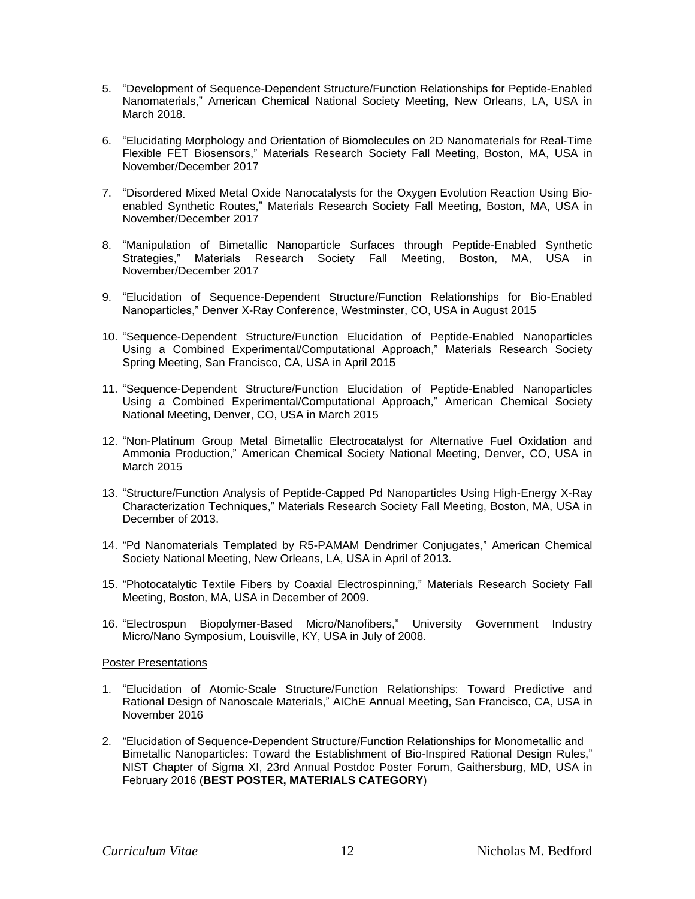5. "Development of Sequence-Dependent Structure/Function Relationships for Peptide-Enabled Nanomaterials," American Chemical National Society Meeting, New Orleans, LA, USA in March 2018.

6. "Elucidating Morphology and Orientation of Biomolecules on 2D Nanomaterials for Real-Time Flexible FET Biosensors," Materials Research Society Fall Meeting, Boston, MA, USA in November/December 2017

7. "Disordered Mixed Metal Oxide Nanocatalysts for the Oxygen Evolution Reaction Using Bio-enabled Synthetic Routes," Materials Research Society Fall Meeting, Boston, MA, USA in November/December 2017

8. "Manipulation of Bimetallic Nanoparticle Surfaces through Peptide-Enabled Synthetic Strategies," Materials Research Society Fall Meeting, Boston, MA, USA in November/December 2017

9. "Elucidation of Sequence-Dependent Structure/Function Relationships for Bio-Enabled Nanoparticles," Denver X-Ray Conference, Westminster, CO, USA in August 2015

10. "Sequence-Dependent Structure/Function Elucidation of Peptide-Enabled Nanoparticles Using a Combined Experimental/Computational Approach," Materials Research Society Spring Meeting, San Francisco, CA, USA in April 2015

11. "Sequence-Dependent Structure/Function Elucidation of Peptide-Enabled Nanoparticles Using a Combined Experimental/Computational Approach," American Chemical Society National Meeting, Denver, CO, USA in March 2015

12. "Non-Platinum Group Metal Bimetallic Electrocatalyst for Alternative Fuel Oxidation and Ammonia Production," American Chemical Society National Meeting, Denver, CO, USA in March 2015

13. "Structure/Function Analysis of Peptide-Capped Pd Nanoparticles Using High-Energy X-Ray Characterization Techniques," Materials Research Society Fall Meeting, Boston, MA, USA in December of 2013.

14. "Pd Nanomaterials Templated by R5-PAMAM Dendrimer Conjugates," American Chemical Society National Meeting, New Orleans, LA, USA in April of 2013.

15. "Photocatalytic Textile Fibers by Coaxial Electrospinning," Materials Research Society Fall Meeting, Boston, MA, USA in December of 2009.

16. "Electrospun Biopolymer-Based Micro/Nanofibers," University Government Industry Micro/Nano Symposium, Louisville, KY, USA in July of 2008.

Poster Presentations

1. "Elucidation of Atomic-Scale Structure/Function Relationships: Toward Predictive and Rational Design of Nanoscale Materials," AIChE Annual Meeting, San Francisco, CA, USA in November 2016

2. "Elucidation of Sequence-Dependent Structure/Function Relationships for Monometallic and Bimetallic Nanoparticles: Toward the Establishment of Bio-Inspired Rational Design Rules," NIST Chapter of Sigma XI, 23rd Annual Postdoc Poster Forum, Gaithersburg, MD, USA in February 2016 (**BEST POSTER, MATERIALS CATEGORY**)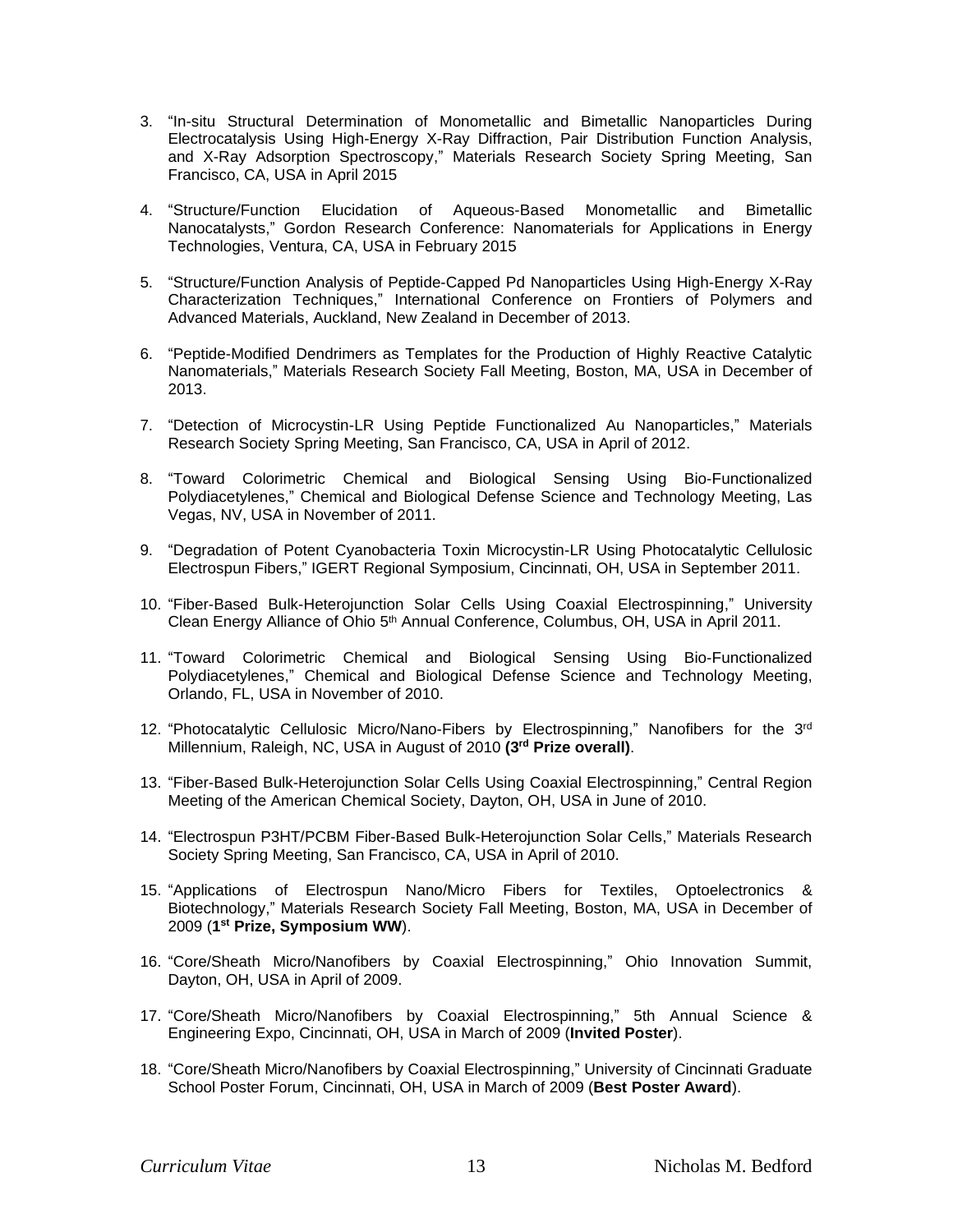3. "In-situ Structural Determination of Monometallic and Bimetallic Nanoparticles During Electrocatalysis Using High-Energy X-Ray Diffraction, Pair Distribution Function Analysis, and X-Ray Adsorption Spectroscopy," Materials Research Society Spring Meeting, San Francisco, CA, USA in April 2015

4. "Structure/Function Elucidation of Aqueous-Based Monometallic and Bimetallic Nanocatalysts," Gordon Research Conference: Nanomaterials for Applications in Energy Technologies, Ventura, CA, USA in February 2015

5. "Structure/Function Analysis of Peptide-Capped Pd Nanoparticles Using High-Energy X-Ray Characterization Techniques," International Conference on Frontiers of Polymers and Advanced Materials, Auckland, New Zealand in December of 2013.

6. "Peptide-Modified Dendrimers as Templates for the Production of Highly Reactive Catalytic Nanomaterials," Materials Research Society Fall Meeting, Boston, MA, USA in December of 2013.

7. "Detection of Microcystin-LR Using Peptide Functionalized Au Nanoparticles," Materials Research Society Spring Meeting, San Francisco, CA, USA in April of 2012.

8. "Toward Colorimetric Chemical and Biological Sensing Using Bio-Functionalized Polydiacetylenes," Chemical and Biological Defense Science and Technology Meeting, Las Vegas, NV, USA in November of 2011.

9. "Degradation of Potent Cyanobacteria Toxin Microcystin-LR Using Photocatalytic Cellulosic Electrospun Fibers," IGERT Regional Symposium, Cincinnati, OH, USA in September 2011.

10. "Fiber-Based Bulk-Heterojunction Solar Cells Using Coaxial Electrospinning," University Clean Energy Alliance of Ohio 5th Annual Conference, Columbus, OH, USA in April 2011.

11. "Toward Colorimetric Chemical and Biological Sensing Using Bio-Functionalized Polydiacetylenes," Chemical and Biological Defense Science and Technology Meeting, Orlando, FL, USA in November of 2010.

12. "Photocatalytic Cellulosic Micro/Nano-Fibers by Electrospinning," Nanofibers for the 3rd Millennium, Raleigh, NC, USA in August of 2010 **(3rd Prize overall)**.

13. "Fiber-Based Bulk-Heterojunction Solar Cells Using Coaxial Electrospinning," Central Region Meeting of the American Chemical Society, Dayton, OH, USA in June of 2010.

14. "Electrospun P3HT/PCBM Fiber-Based Bulk-Heterojunction Solar Cells," Materials Research Society Spring Meeting, San Francisco, CA, USA in April of 2010.

15. "Applications of Electrospun Nano/Micro Fibers for Textiles, Optoelectronics & Biotechnology," Materials Research Society Fall Meeting, Boston, MA, USA in December of 2009 (**1st Prize, Symposium WW**).

16. "Core/Sheath Micro/Nanofibers by Coaxial Electrospinning," Ohio Innovation Summit, Dayton, OH, USA in April of 2009.

17. "Core/Sheath Micro/Nanofibers by Coaxial Electrospinning," 5th Annual Science & Engineering Expo, Cincinnati, OH, USA in March of 2009 (**Invited Poster**).

18. "Core/Sheath Micro/Nanofibers by Coaxial Electrospinning," University of Cincinnati Graduate School Poster Forum, Cincinnati, OH, USA in March of 2009 (**Best Poster Award**).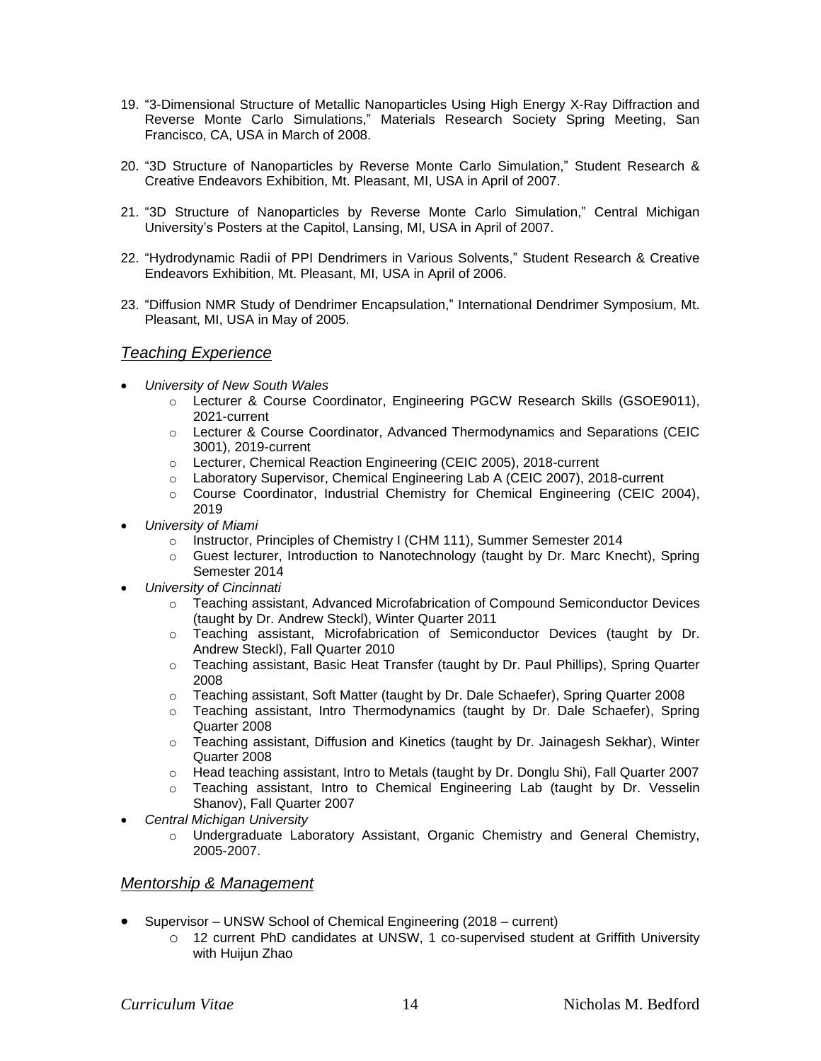19. "3-Dimensional Structure of Metallic Nanoparticles Using High Energy X-Ray Diffraction and Reverse Monte Carlo Simulations," Materials Research Society Spring Meeting, San Francisco, CA, USA in March of 2008.

20. "3D Structure of Nanoparticles by Reverse Monte Carlo Simulation," Student Research & Creative Endeavors Exhibition, Mt. Pleasant, MI, USA in April of 2007.

21. "3D Structure of Nanoparticles by Reverse Monte Carlo Simulation," Central Michigan University's Posters at the Capitol, Lansing, MI, USA in April of 2007.

22. "Hydrodynamic Radii of PPI Dendrimers in Various Solvents," Student Research & Creative Endeavors Exhibition, Mt. Pleasant, MI, USA in April of 2006.

23. "Diffusion NMR Study of Dendrimer Encapsulation," International Dendrimer Symposium, Mt. Pleasant, MI, USA in May of 2005.

## *Teaching Experience*

- *University of New South Wales*
  - Lecturer & Course Coordinator, Engineering PGCW Research Skills (GSOE9011), 2021-current
  - Lecturer & Course Coordinator, Advanced Thermodynamics and Separations (CEIC 3001), 2019-current
  - Lecturer, Chemical Reaction Engineering (CEIC 2005), 2018-current
  - Laboratory Supervisor, Chemical Engineering Lab A (CEIC 2007), 2018-current
  - Course Coordinator, Industrial Chemistry for Chemical Engineering (CEIC 2004), 2019
- *University of Miami*
  - Instructor, Principles of Chemistry I (CHM 111), Summer Semester 2014
  - Guest lecturer, Introduction to Nanotechnology (taught by Dr. Marc Knecht), Spring Semester 2014
- *University of Cincinnati*
  - Teaching assistant, Advanced Microfabrication of Compound Semiconductor Devices (taught by Dr. Andrew Steckl), Winter Quarter 2011
  - Teaching assistant, Microfabrication of Semiconductor Devices (taught by Dr. Andrew Steckl), Fall Quarter 2010
  - Teaching assistant, Basic Heat Transfer (taught by Dr. Paul Phillips), Spring Quarter 2008
  - Teaching assistant, Soft Matter (taught by Dr. Dale Schaefer), Spring Quarter 2008
  - Teaching assistant, Intro Thermodynamics (taught by Dr. Dale Schaefer), Spring Quarter 2008
  - Teaching assistant, Diffusion and Kinetics (taught by Dr. Jainagesh Sekhar), Winter Quarter 2008
  - Head teaching assistant, Intro to Metals (taught by Dr. Donglu Shi), Fall Quarter 2007
  - Teaching assistant, Intro to Chemical Engineering Lab (taught by Dr. Vesselin Shanov), Fall Quarter 2007
- *Central Michigan University*
  - Undergraduate Laboratory Assistant, Organic Chemistry and General Chemistry, 2005-2007.

## *Mentorship & Management*

- Supervisor – UNSW School of Chemical Engineering (2018 – current)
  - 12 current PhD candidates at UNSW, 1 co-supervised student at Griffith University with Huijun Zhao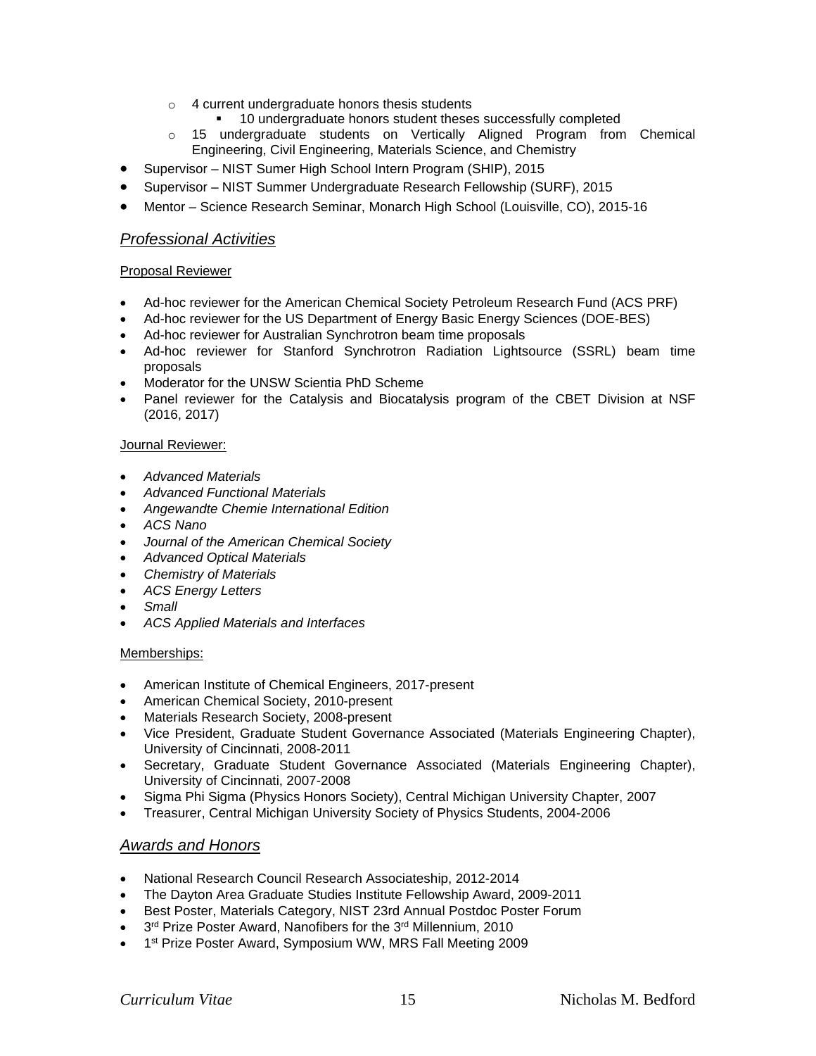- 4 current undergraduate honors thesis students
        - 10 undergraduate honors student theses successfully completed
    - 15 undergraduate students on Vertically Aligned Program from Chemical Engineering, Civil Engineering, Materials Science, and Chemistry
- Supervisor – NIST Sumer High School Intern Program (SHIP), 2015
- Supervisor – NIST Summer Undergraduate Research Fellowship (SURF), 2015
- Mentor – Science Research Seminar, Monarch High School (Louisville, CO), 2015-16

## *Professional Activities*

Proposal Reviewer

- Ad-hoc reviewer for the American Chemical Society Petroleum Research Fund (ACS PRF)
- Ad-hoc reviewer for the US Department of Energy Basic Energy Sciences (DOE-BES)
- Ad-hoc reviewer for Australian Synchrotron beam time proposals
- Ad-hoc reviewer for Stanford Synchrotron Radiation Lightsource (SSRL) beam time proposals
- Moderator for the UNSW Scientia PhD Scheme
- Panel reviewer for the Catalysis and Biocatalysis program of the CBET Division at NSF (2016, 2017)

Journal Reviewer:

- *Advanced Materials*
- *Advanced Functional Materials*
- *Angewandte Chemie International Edition*
- *ACS Nano*
- *Journal of the American Chemical Society*
- *Advanced Optical Materials*
- *Chemistry of Materials*
- *ACS Energy Letters*
- *Small*
- *ACS Applied Materials and Interfaces*

Memberships:

- American Institute of Chemical Engineers, 2017-present
- American Chemical Society, 2010-present
- Materials Research Society, 2008-present
- Vice President, Graduate Student Governance Associated (Materials Engineering Chapter), University of Cincinnati, 2008-2011
- Secretary, Graduate Student Governance Associated (Materials Engineering Chapter), University of Cincinnati, 2007-2008
- Sigma Phi Sigma (Physics Honors Society), Central Michigan University Chapter, 2007
- Treasurer, Central Michigan University Society of Physics Students, 2004-2006

## *Awards and Honors*

- National Research Council Research Associateship, 2012-2014
- The Dayton Area Graduate Studies Institute Fellowship Award, 2009-2011
- Best Poster, Materials Category, NIST 23rd Annual Postdoc Poster Forum
- 3rd Prize Poster Award, Nanofibers for the 3rd Millennium, 2010
- 1st Prize Poster Award, Symposium WW, MRS Fall Meeting 2009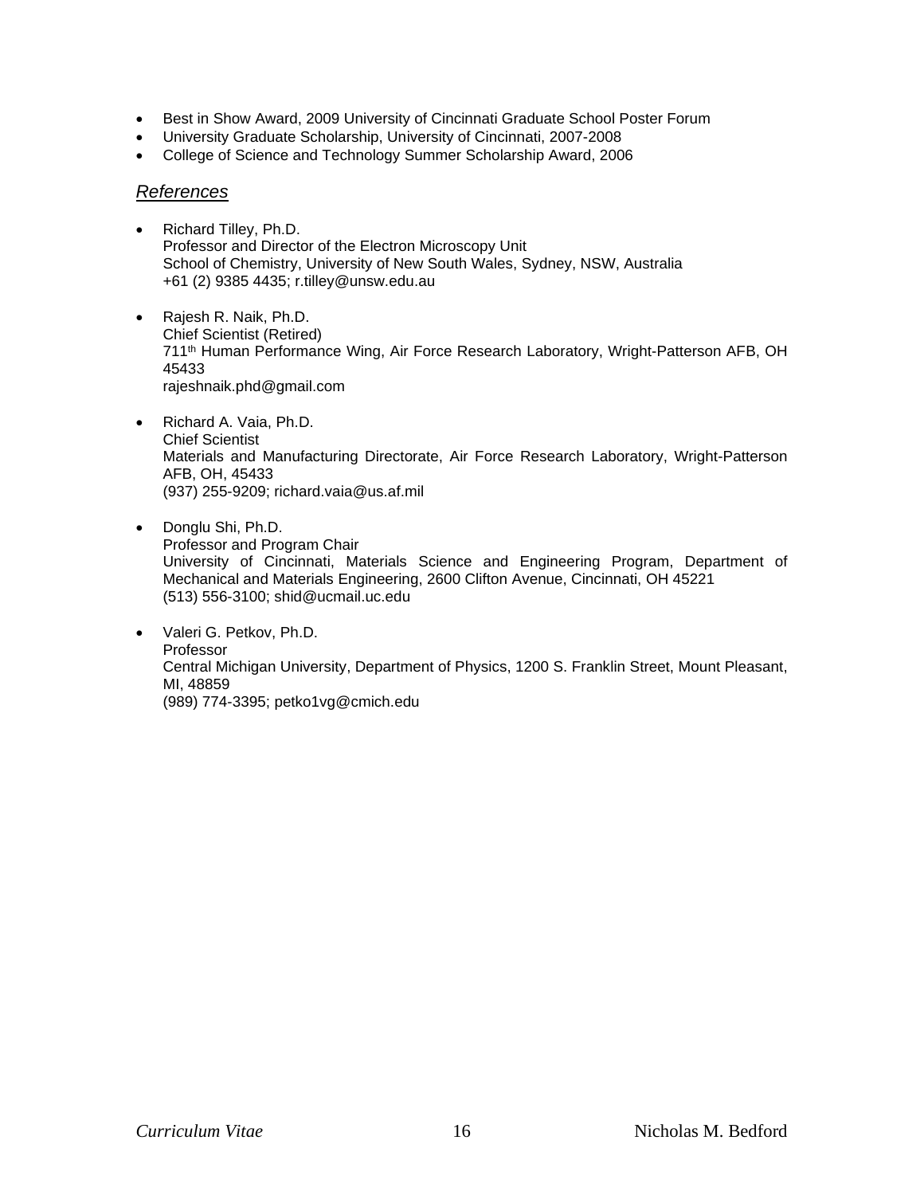- Best in Show Award, 2009 University of Cincinnati Graduate School Poster Forum
- University Graduate Scholarship, University of Cincinnati, 2007-2008
- College of Science and Technology Summer Scholarship Award, 2006

## *References*

- Richard Tilley, Ph.D.
  Professor and Director of the Electron Microscopy Unit
  School of Chemistry, University of New South Wales, Sydney, NSW, Australia
  +61 (2) 9385 4435; r.tilley@unsw.edu.au

- Rajesh R. Naik, Ph.D.
  Chief Scientist (Retired)
  711th Human Performance Wing, Air Force Research Laboratory, Wright-Patterson AFB, OH 45433
  rajeshnaik.phd@gmail.com

- Richard A. Vaia, Ph.D.
  Chief Scientist
  Materials and Manufacturing Directorate, Air Force Research Laboratory, Wright-Patterson AFB, OH, 45433
  (937) 255-9209; richard.vaia@us.af.mil

- Donglu Shi, Ph.D.
  Professor and Program Chair
  University of Cincinnati, Materials Science and Engineering Program, Department of Mechanical and Materials Engineering, 2600 Clifton Avenue, Cincinnati, OH 45221
  (513) 556-3100; shid@ucmail.uc.edu

- Valeri G. Petkov, Ph.D.
  Professor
  Central Michigan University, Department of Physics, 1200 S. Franklin Street, Mount Pleasant, MI, 48859
  (989) 774-3395; petko1vg@cmich.edu